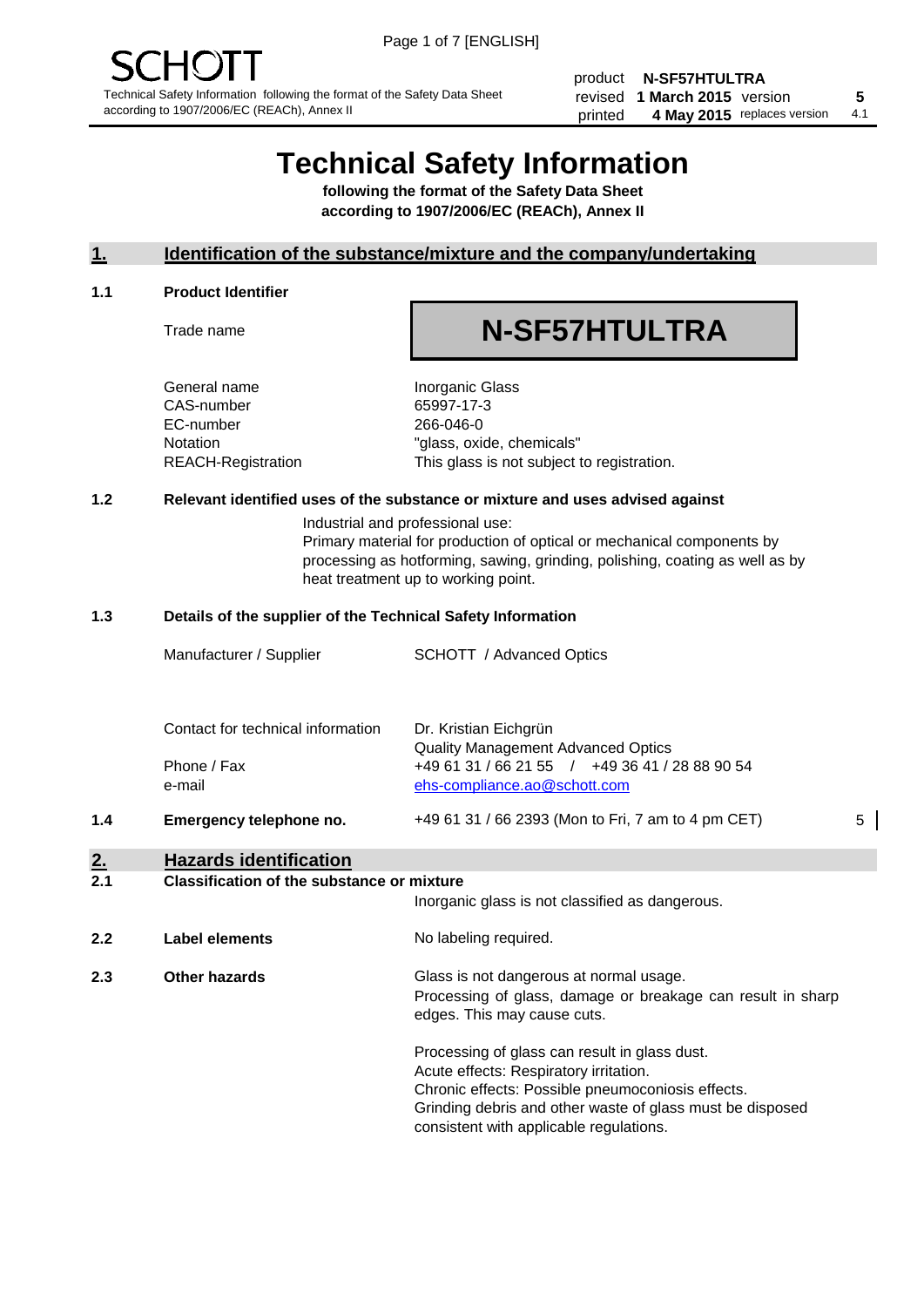SCHOTT

Technical Safety Information following the format of the Safety Data Sheet according to 1907/2006/EC (REACh), Annex II

product **N-SF57HTULTRA**
revised **1 March 2015** version **5**
printed **4 May 2015** replaces version 4.1

# Technical Safety Information

**following the format of the Safety Data Sheet according to 1907/2006/EC (REACh), Annex II**

## 1. Identification of the substance/mixture and the company/undertaking

### 1.1 Product Identifier

Trade name: **N-SF57HTULTRA**

| | |
|---|---|
| General name | Inorganic Glass |
| CAS-number | 65997-17-3 |
| EC-number | 266-046-0 |
| Notation | "glass, oxide, chemicals" |
| REACH-Registration | This glass is not subject to registration. |

### 1.2 Relevant identified uses of the substance or mixture and uses advised against

Industrial and professional use:
Primary material for production of optical or mechanical components by processing as hotforming, sawing, grinding, polishing, coating as well as by heat treatment up to working point.

### 1.3 Details of the supplier of the Technical Safety Information

| | |
|---|---|
| Manufacturer / Supplier | SCHOTT / Advanced Optics |
| Contact for technical information | Dr. Kristian Eichgrün<br>Quality Management Advanced Optics |
| Phone / Fax | +49 61 31 / 66 21 55 / +49 36 41 / 28 88 90 54 |
| e-mail | ehs-compliance.ao@schott.com |

### 1.4 Emergency telephone no.

+49 61 31 / 66 2393 (Mon to Fri, 7 am to 4 pm CET) 5

## 2. Hazards identification

### 2.1 Classification of the substance or mixture

Inorganic glass is not classified as dangerous.

### 2.2 Label elements

No labeling required.

### 2.3 Other hazards

Glass is not dangerous at normal usage.
Processing of glass, damage or breakage can result in sharp edges. This may cause cuts.

Processing of glass can result in glass dust.
Acute effects: Respiratory irritation.
Chronic effects: Possible pneumoconiosis effects.
Grinding debris and other waste of glass must be disposed consistent with applicable regulations.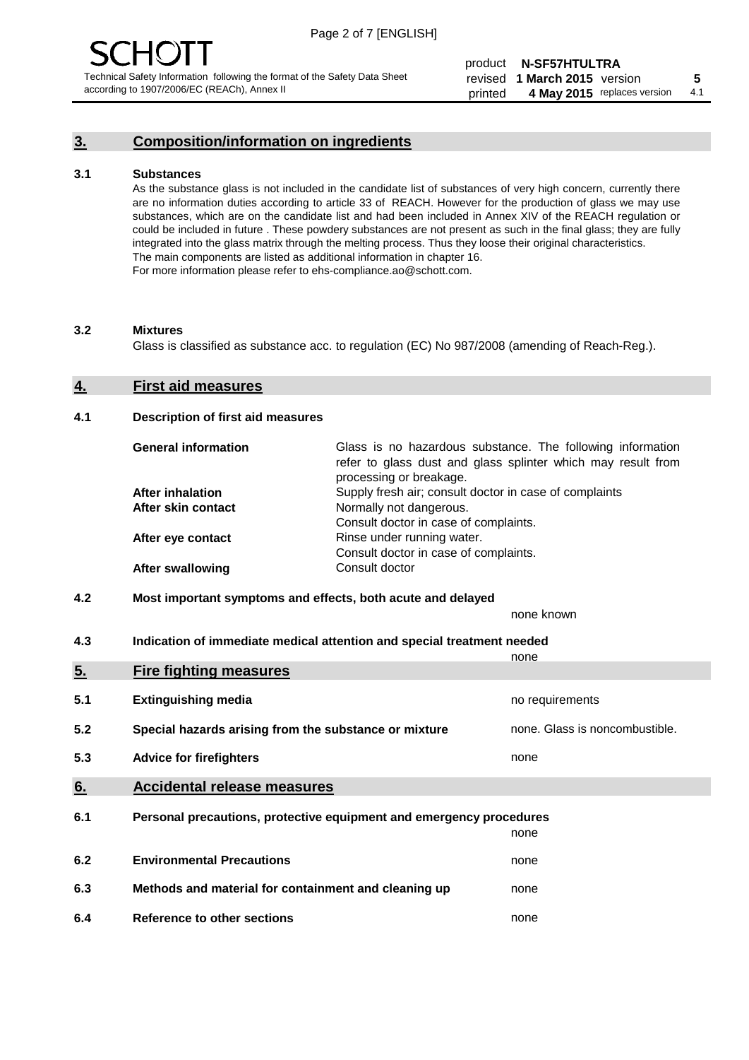## 3. Composition/information on ingredients

### 3.1 Substances

As the substance glass is not included in the candidate list of substances of very high concern, currently there are no information duties according to article 33 of REACH. However for the production of glass we may use substances, which are on the candidate list and had been included in Annex XIV of the REACH regulation or could be included in future . These powdery substances are not present as such in the final glass; they are fully integrated into the glass matrix through the melting process. Thus they loose their original characteristics. The main components are listed as additional information in chapter 16.
For more information please refer to ehs-compliance.ao@schott.com.

### 3.2 Mixtures

Glass is classified as substance acc. to regulation (EC) No 987/2008 (amending of Reach-Reg.).

## 4. First aid measures

### 4.1 Description of first aid measures

| | |
|---|---|
| **General information** | Glass is no hazardous substance. The following information refer to glass dust and glass splinter which may result from processing or breakage. |
| **After inhalation** | Supply fresh air; consult doctor in case of complaints |
| **After skin contact** | Normally not dangerous. Consult doctor in case of complaints. |
| **After eye contact** | Rinse under running water. Consult doctor in case of complaints. |
| **After swallowing** | Consult doctor |

### 4.2 Most important symptoms and effects, both acute and delayed

none known

### 4.3 Indication of immediate medical attention and special treatment needed

none

## 5. Fire fighting measures

| | | |
|---|---|---|
| 5.1 | **Extinguishing media** | no requirements |
| 5.2 | **Special hazards arising from the substance or mixture** | none. Glass is noncombustible. |
| 5.3 | **Advice for firefighters** | none |

## 6. Accidental release measures

| | | |
|---|---|---|
| 6.1 | **Personal precautions, protective equipment and emergency procedures** | none |
| 6.2 | **Environmental Precautions** | none |
| 6.3 | **Methods and material for containment and cleaning up** | none |
| 6.4 | **Reference to other sections** | none |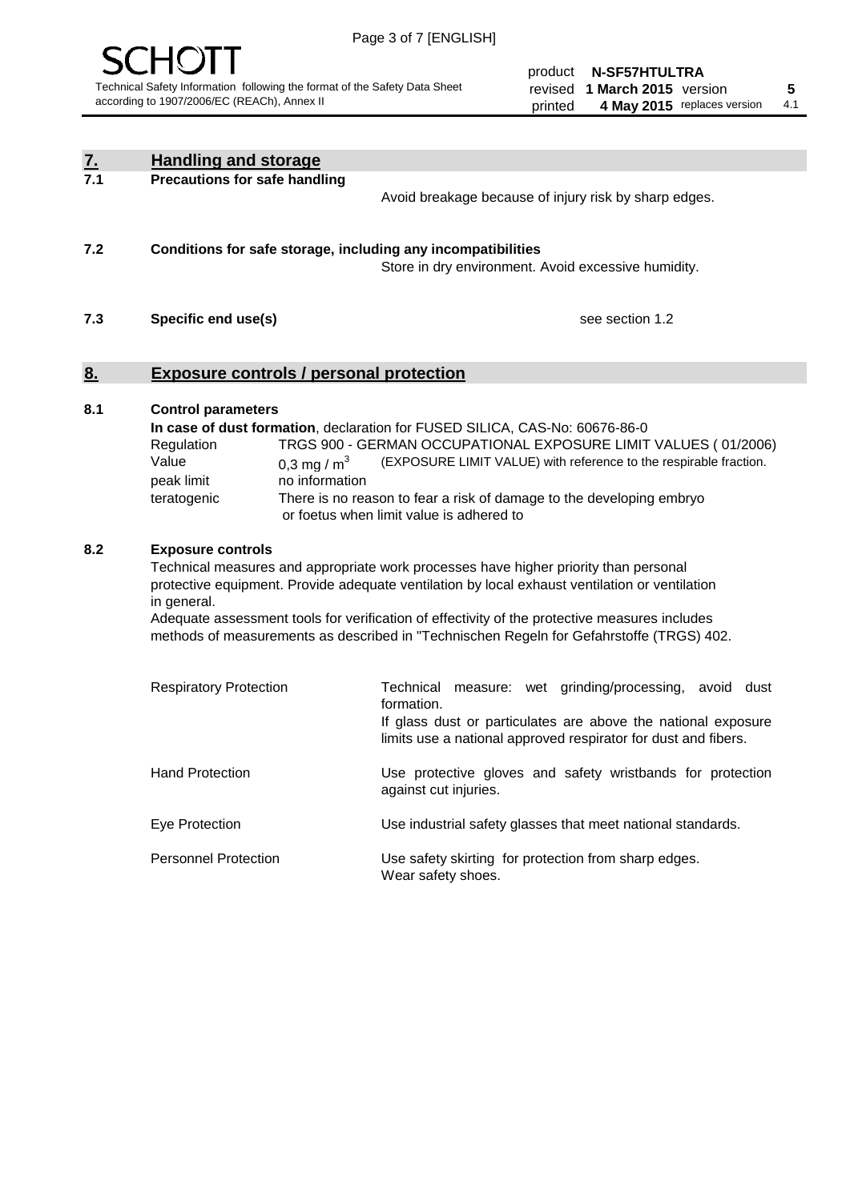## 7. Handling and storage

### 7.1 Precautions for safe handling

Avoid breakage because of injury risk by sharp edges.

### 7.2 Conditions for safe storage, including any incompatibilities

Store in dry environment. Avoid excessive humidity.

### 7.3 Specific end use(s)

see section 1.2

## 8. Exposure controls / personal protection

### 8.1 Control parameters

**In case of dust formation**, declaration for FUSED SILICA, CAS-No: 60676-86-0

| | |
|---|---|
| Regulation | TRGS 900 - GERMAN OCCUPATIONAL EXPOSURE LIMIT VALUES ( 01/2006) |
| Value | 0,3 mg / $m^3$ (EXPOSURE LIMIT VALUE) with reference to the respirable fraction. |
| peak limit | no information |
| teratogenic | There is no reason to fear a risk of damage to the developing embryo or foetus when limit value is adhered to |

### 8.2 Exposure controls

Technical measures and appropriate work processes have higher priority than personal protective equipment. Provide adequate ventilation by local exhaust ventilation or ventilation in general.
Adequate assessment tools for verification of effectivity of the protective measures includes methods of measurements as described in "Technischen Regeln for Gefahrstoffe (TRGS) 402.

| | |
|---|---|
| Respiratory Protection | Technical measure: wet grinding/processing, avoid dust formation. If glass dust or particulates are above the national exposure limits use a national approved respirator for dust and fibers. |
| Hand Protection | Use protective gloves and safety wristbands for protection against cut injuries. |
| Eye Protection | Use industrial safety glasses that meet national standards. |
| Personnel Protection | Use safety skirting for protection from sharp edges. Wear safety shoes. |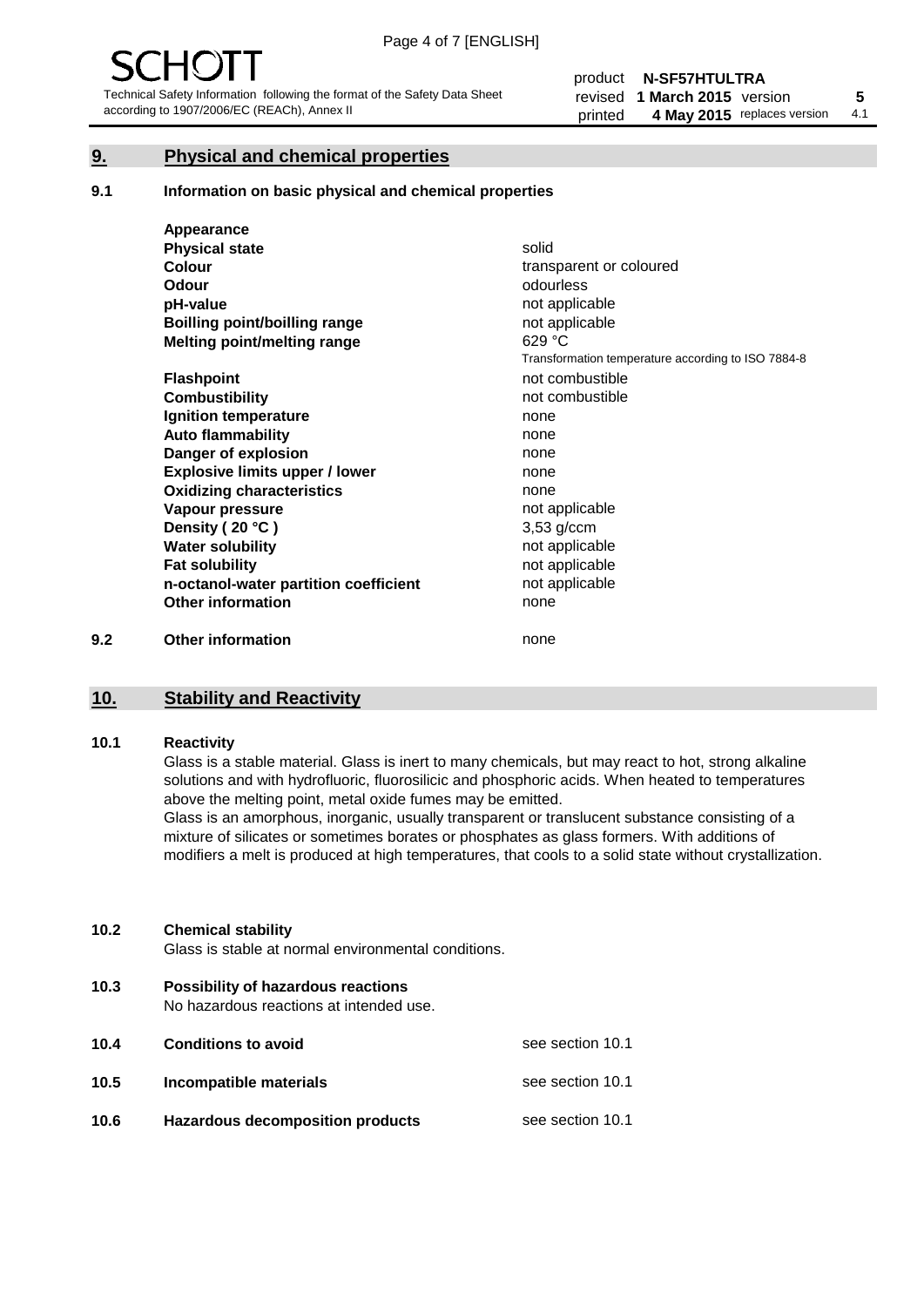## 9. Physical and chemical properties

### 9.1 Information on basic physical and chemical properties

| | |
|---|---|
| **Appearance** | |
| **Physical state** | solid |
| **Colour** | transparent or coloured |
| **Odour** | odourless |
| **pH-value** | not applicable |
| **Boilling point/boilling range** | not applicable |
| **Melting point/melting range** | 629 °C<br>Transformation temperature according to ISO 7884-8 |
| **Flashpoint** | not combustible |
| **Combustibility** | not combustible |
| **Ignition temperature** | none |
| **Auto flammability** | none |
| **Danger of explosion** | none |
| **Explosive limits upper / lower** | none |
| **Oxidizing characteristics** | none |
| **Vapour pressure** | not applicable |
| **Density ( 20 °C )** | 3,53 g/ccm |
| **Water solubility** | not applicable |
| **Fat solubility** | not applicable |
| **n-octanol-water partition coefficient** | not applicable |
| **Other information** | none |

### 9.2 Other information

none

## 10. Stability and Reactivity

### 10.1 Reactivity

Glass is a stable material. Glass is inert to many chemicals, but may react to hot, strong alkaline solutions and with hydrofluoric, fluorosilicic and phosphoric acids. When heated to temperatures above the melting point, metal oxide fumes may be emitted.
Glass is an amorphous, inorganic, usually transparent or translucent substance consisting of a mixture of silicates or sometimes borates or phosphates as glass formers. With additions of modifiers a melt is produced at high temperatures, that cools to a solid state without crystallization.

### 10.2 Chemical stability

Glass is stable at normal environmental conditions.

### 10.3 Possibility of hazardous reactions

No hazardous reactions at intended use.

| | | |
|---|---|---|
| **10.4** | **Conditions to avoid** | see section 10.1 |
| **10.5** | **Incompatible materials** | see section 10.1 |
| **10.6** | **Hazardous decomposition products** | see section 10.1 |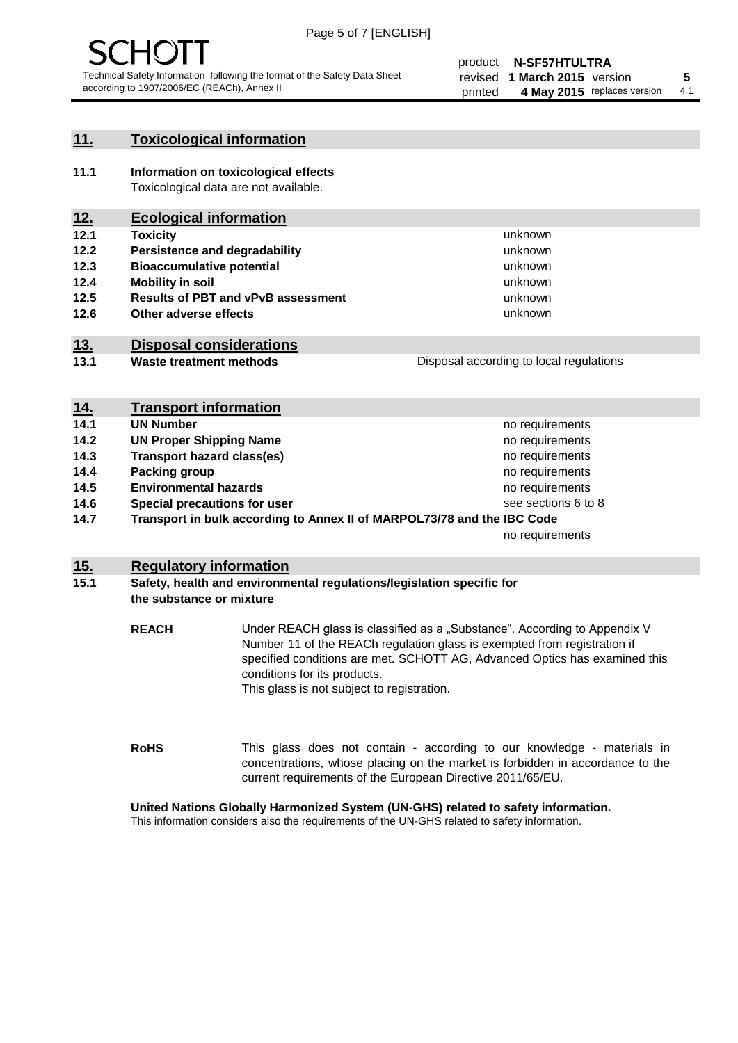## 11. Toxicological information

**11.1 Information on toxicological effects**
Toxicological data are not available.

## 12. Ecological information

| | | |
|---|---|---|
| **12.1** | **Toxicity** | unknown |
| **12.2** | **Persistence and degradability** | unknown |
| **12.3** | **Bioaccumulative potential** | unknown |
| **12.4** | **Mobility in soil** | unknown |
| **12.5** | **Results of PBT and vPvB assessment** | unknown |
| **12.6** | **Other adverse effects** | unknown |

## 13. Disposal considerations

| | | |
|---|---|---|
| **13.1** | **Waste treatment methods** | Disposal according to local regulations |

## 14. Transport information

| | | |
|---|---|---|
| **14.1** | **UN Number** | no requirements |
| **14.2** | **UN Proper Shipping Name** | no requirements |
| **14.3** | **Transport hazard class(es)** | no requirements |
| **14.4** | **Packing group** | no requirements |
| **14.5** | **Environmental hazards** | no requirements |
| **14.6** | **Special precautions for user** | see sections 6 to 8 |
| **14.7** | **Transport in bulk according to Annex II of MARPOL73/78 and the IBC Code** | no requirements |

## 15. Regulatory information

**15.1 Safety, health and environmental regulations/legislation specific for the substance or mixture**

**REACH** Under REACH glass is classified as a „Substance". According to Appendix V Number 11 of the REACh regulation glass is exempted from registration if specified conditions are met. SCHOTT AG, Advanced Optics has examined this conditions for its products.
This glass is not subject to registration.

**RoHS** This glass does not contain - according to our knowledge - materials in concentrations, whose placing on the market is forbidden in accordance to the current requirements of the European Directive 2011/65/EU.

**United Nations Globally Harmonized System (UN-GHS) related to safety information.**
This information considers also the requirements of the UN-GHS related to safety information.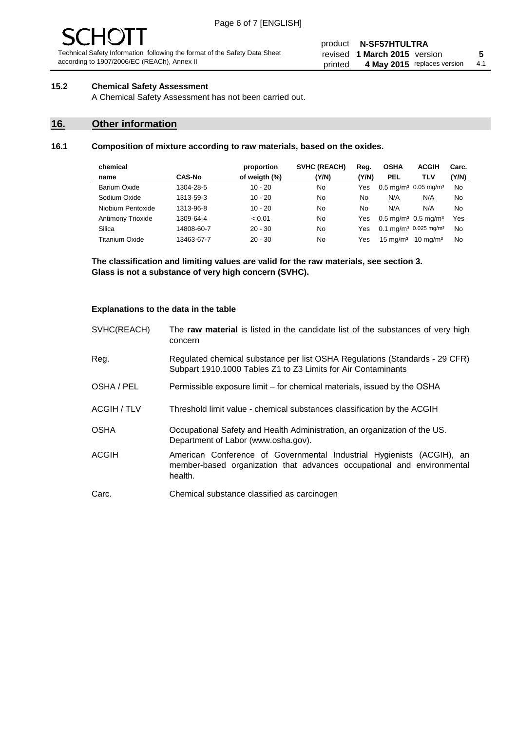### 15.2 Chemical Safety Assessment

A Chemical Safety Assessment has not been carried out.

## 16. Other information

### 16.1 Composition of mixture according to raw materials, based on the oxides.

| chemical name | CAS-No | proportion of weigth (%) | SVHC (REACH) (Y/N) | Reg. (Y/N) | OSHA PEL | ACGIH TLV | Carc. (Y/N) |
|---|---|---|---|---|---|---|---|
| Barium Oxide | 1304-28-5 | 10 - 20 | No | Yes | 0.5 mg/m³ | 0.05 mg/m³ | No |
| Sodium Oxide | 1313-59-3 | 10 - 20 | No | No | N/A | N/A | No |
| Niobium Pentoxide | 1313-96-8 | 10 - 20 | No | No | N/A | N/A | No |
| Antimony Trioxide | 1309-64-4 | < 0.01 | No | Yes | 0.5 mg/m³ | 0.5 mg/m³ | Yes |
| Silica | 14808-60-7 | 20 - 30 | No | Yes | 0.1 mg/m³ | 0.025 mg/m³ | No |
| Titanium Oxide | 13463-67-7 | 20 - 30 | No | Yes | 15 mg/m³ | 10 mg/m³ | No |

**The classification and limiting values are valid for the raw materials, see section 3.**
**Glass is not a substance of very high concern (SVHC).**

**Explanations to the data in the table**

| | |
|---|---|
| SVHC(REACH) | The **raw material** is listed in the candidate list of the substances of very high concern |
| Reg. | Regulated chemical substance per list OSHA Regulations (Standards - 29 CFR) Subpart 1910.1000 Tables Z1 to Z3 Limits for Air Contaminants |
| OSHA / PEL | Permissible exposure limit – for chemical materials, issued by the OSHA |
| ACGIH / TLV | Threshold limit value - chemical substances classification by the ACGIH |
| OSHA | Occupational Safety and Health Administration, an organization of the US. Department of Labor (www.osha.gov). |
| ACGIH | American Conference of Governmental Industrial Hygienists (ACGIH), an member-based organization that advances occupational and environmental health. |
| Carc. | Chemical substance classified as carcinogen |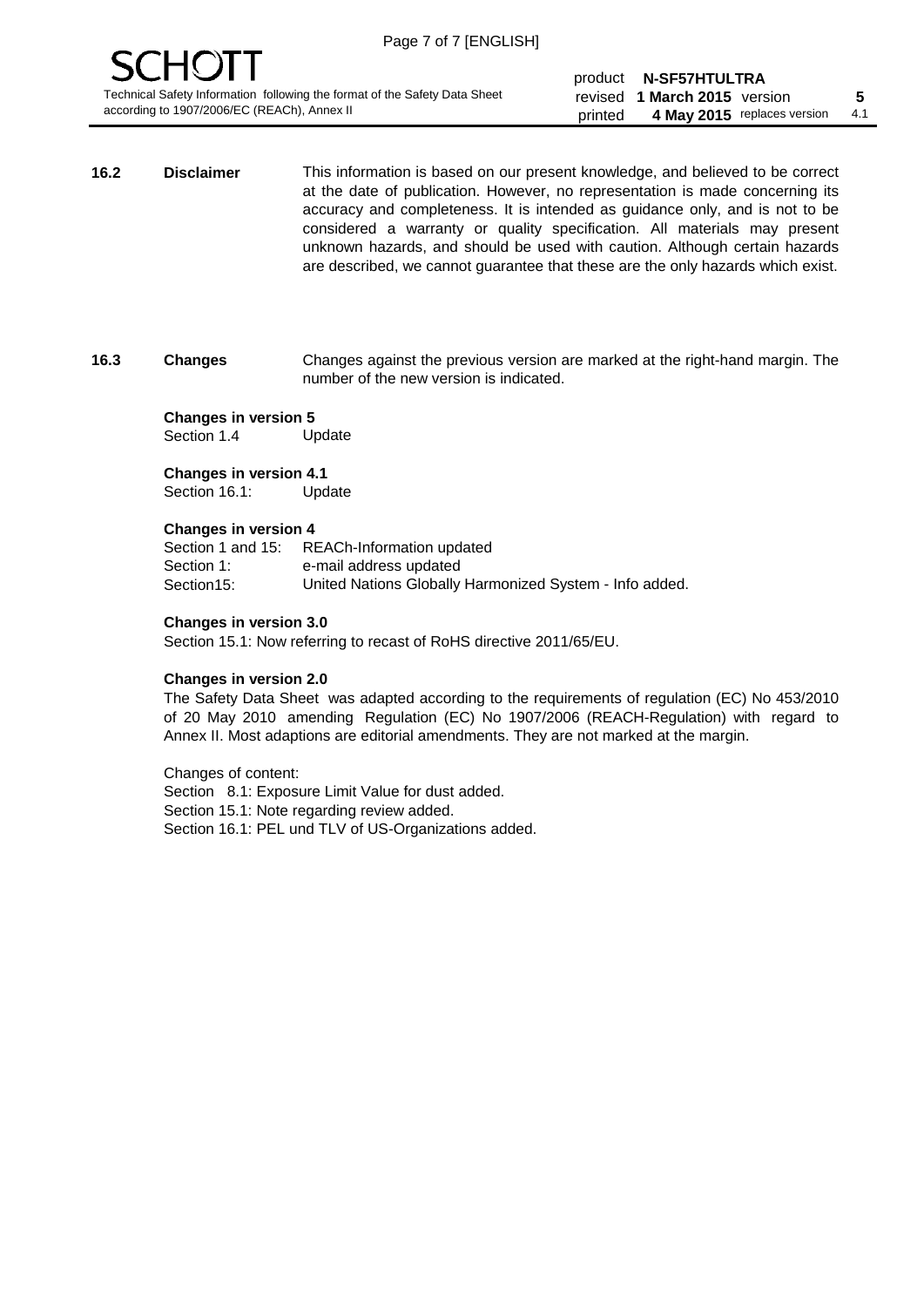**16.2 Disclaimer**

This information is based on our present knowledge, and believed to be correct at the date of publication. However, no representation is made concerning its accuracy and completeness. It is intended as guidance only, and is not to be considered a warranty or quality specification. All materials may present unknown hazards, and should be used with caution. Although certain hazards are described, we cannot guarantee that these are the only hazards which exist.

**16.3 Changes**

Changes against the previous version are marked at the right-hand margin. The number of the new version is indicated.

**Changes in version 5**

Section 1.4 Update

**Changes in version 4.1**

Section 16.1: Update

**Changes in version 4**

| | |
|---|---|
| Section 1 and 15: | REACh-Information updated |
| Section 1: | e-mail address updated |
| Section15: | United Nations Globally Harmonized System - Info added. |

**Changes in version 3.0**

Section 15.1: Now referring to recast of RoHS directive 2011/65/EU.

**Changes in version 2.0**

The Safety Data Sheet was adapted according to the requirements of regulation (EC) No 453/2010 of 20 May 2010 amending Regulation (EC) No 1907/2006 (REACH-Regulation) with regard to Annex II. Most adaptions are editorial amendments. They are not marked at the margin.

Changes of content:
Section 8.1: Exposure Limit Value for dust added.
Section 15.1: Note regarding review added.
Section 16.1: PEL und TLV of US-Organizations added.